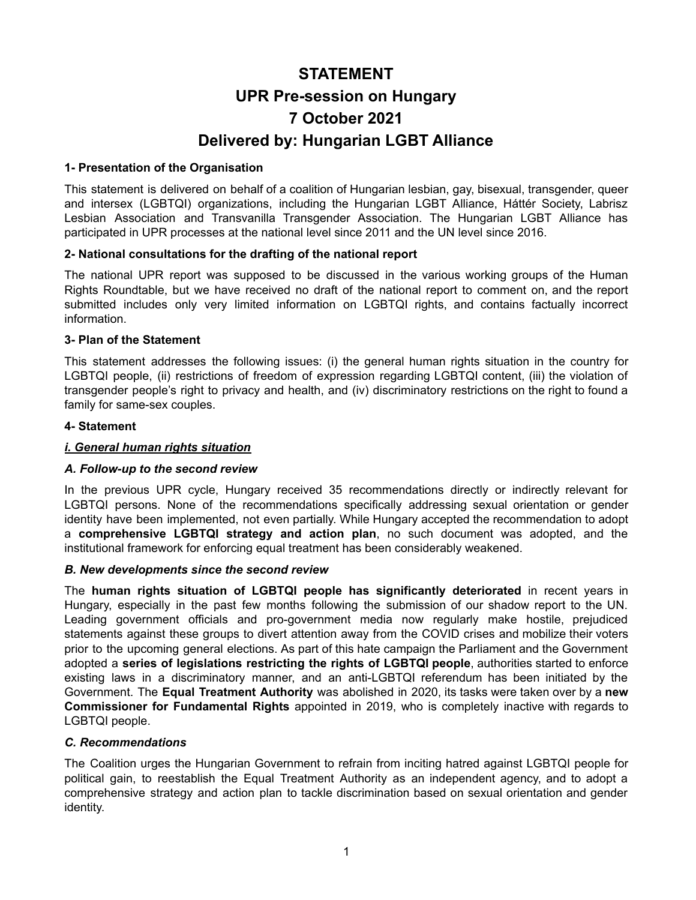# STATEMENT
# UPR Pre-session on Hungary
# 7 October 2021
# Delivered by: Hungarian LGBT Alliance

**1- Presentation of the Organisation**

This statement is delivered on behalf of a coalition of Hungarian lesbian, gay, bisexual, transgender, queer and intersex (LGBTQI) organizations, including the Hungarian LGBT Alliance, Háttér Society, Labrisz Lesbian Association and Transvanilla Transgender Association. The Hungarian LGBT Alliance has participated in UPR processes at the national level since 2011 and the UN level since 2016.

**2- National consultations for the drafting of the national report**

The national UPR report was supposed to be discussed in the various working groups of the Human Rights Roundtable, but we have received no draft of the national report to comment on, and the report submitted includes only very limited information on LGBTQI rights, and contains factually incorrect information.

**3- Plan of the Statement**

This statement addresses the following issues: (i) the general human rights situation in the country for LGBTQI people, (ii) restrictions of freedom of expression regarding LGBTQI content, (iii) the violation of transgender people's right to privacy and health, and (iv) discriminatory restrictions on the right to found a family for same-sex couples.

**4- Statement**

***i. General human rights situation***

***A. Follow-up to the second review***

In the previous UPR cycle, Hungary received 35 recommendations directly or indirectly relevant for LGBTQI persons. None of the recommendations specifically addressing sexual orientation or gender identity have been implemented, not even partially. While Hungary accepted the recommendation to adopt a **comprehensive LGBTQI strategy and action plan**, no such document was adopted, and the institutional framework for enforcing equal treatment has been considerably weakened.

***B. New developments since the second review***

The **human rights situation of LGBTQI people has significantly deteriorated** in recent years in Hungary, especially in the past few months following the submission of our shadow report to the UN. Leading government officials and pro-government media now regularly make hostile, prejudiced statements against these groups to divert attention away from the COVID crises and mobilize their voters prior to the upcoming general elections. As part of this hate campaign the Parliament and the Government adopted a **series of legislations restricting the rights of LGBTQI people**, authorities started to enforce existing laws in a discriminatory manner, and an anti-LGBTQI referendum has been initiated by the Government. The **Equal Treatment Authority** was abolished in 2020, its tasks were taken over by a **new Commissioner for Fundamental Rights** appointed in 2019, who is completely inactive with regards to LGBTQI people.

***C. Recommendations***

The Coalition urges the Hungarian Government to refrain from inciting hatred against LGBTQI people for political gain, to reestablish the Equal Treatment Authority as an independent agency, and to adopt a comprehensive strategy and action plan to tackle discrimination based on sexual orientation and gender identity.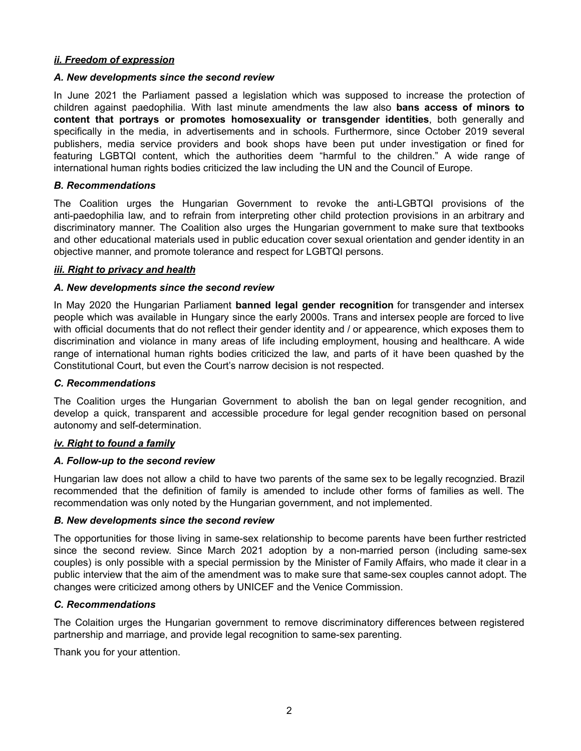### ***ii. Freedom of expression***

***A. New developments since the second review***

In June 2021 the Parliament passed a legislation which was supposed to increase the protection of children against paedophilia. With last minute amendments the law also **bans access of minors to content that portrays or promotes homosexuality or transgender identities**, both generally and specifically in the media, in advertisements and in schools. Furthermore, since October 2019 several publishers, media service providers and book shops have been put under investigation or fined for featuring LGBTQI content, which the authorities deem "harmful to the children." A wide range of international human rights bodies criticized the law including the UN and the Council of Europe.

***B. Recommendations***

The Coalition urges the Hungarian Government to revoke the anti-LGBTQI provisions of the anti-paedophilia law, and to refrain from interpreting other child protection provisions in an arbitrary and discriminatory manner. The Coalition also urges the Hungarian government to make sure that textbooks and other educational materials used in public education cover sexual orientation and gender identity in an objective manner, and promote tolerance and respect for LGBTQI persons.

### ***iii. Right to privacy and health***

***A. New developments since the second review***

In May 2020 the Hungarian Parliament **banned legal gender recognition** for transgender and intersex people which was available in Hungary since the early 2000s. Trans and intersex people are forced to live with official documents that do not reflect their gender identity and / or appearence, which exposes them to discrimination and violance in many areas of life including employment, housing and healthcare. A wide range of international human rights bodies criticized the law, and parts of it have been quashed by the Constitutional Court, but even the Court's narrow decision is not respected.

***C. Recommendations***

The Coalition urges the Hungarian Government to abolish the ban on legal gender recognition, and develop a quick, transparent and accessible procedure for legal gender recognition based on personal autonomy and self-determination.

### ***iv. Right to found a family***

***A. Follow-up to the second review***

Hungarian law does not allow a child to have two parents of the same sex to be legally recognzied. Brazil recommended that the definition of family is amended to include other forms of families as well. The recommendation was only noted by the Hungarian government, and not implemented.

***B. New developments since the second review***

The opportunities for those living in same-sex relationship to become parents have been further restricted since the second review. Since March 2021 adoption by a non-married person (including same-sex couples) is only possible with a special permission by the Minister of Family Affairs, who made it clear in a public interview that the aim of the amendment was to make sure that same-sex couples cannot adopt. The changes were criticized among others by UNICEF and the Venice Commission.

***C. Recommendations***

The Colaition urges the Hungarian government to remove discriminatory differences between registered partnership and marriage, and provide legal recognition to same-sex parenting.

Thank you for your attention.